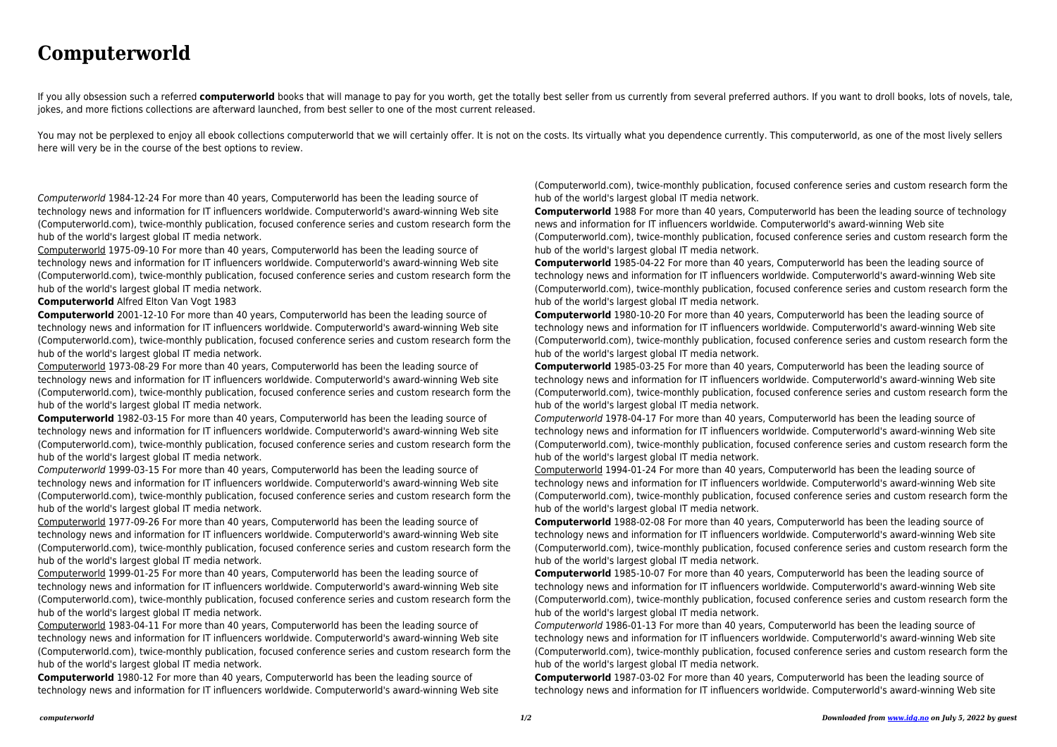# Computerworld

If you ally obsession such a referred **computerworld** books that will manage to pay for you worth, get the totally best seller from us currently from several preferred authors. If you want to droll books, lots of novels, tale, jokes, and more fictions collections are afterward launched, from best seller to one of the most current released.

You may not be perplexed to enjoy all ebook collections computerworld that we will certainly offer. It is not on the costs. Its virtually what you dependence currently. This computerworld, as one of the most lively sellers here will very be in the course of the best options to review.

*Computerworld* 1984-12-24 For more than 40 years, Computerworld has been the leading source of technology news and information for IT influencers worldwide. Computerworld's award-winning Web site (Computerworld.com), twice-monthly publication, focused conference series and custom research form the hub of the world's largest global IT media network.

Computerworld 1975-09-10 For more than 40 years, Computerworld has been the leading source of technology news and information for IT influencers worldwide. Computerworld's award-winning Web site (Computerworld.com), twice-monthly publication, focused conference series and custom research form the hub of the world's largest global IT media network.

**Computerworld** Alfred Elton Van Vogt 1983

**Computerworld** 2001-12-10 For more than 40 years, Computerworld has been the leading source of technology news and information for IT influencers worldwide. Computerworld's award-winning Web site (Computerworld.com), twice-monthly publication, focused conference series and custom research form the hub of the world's largest global IT media network.

Computerworld 1973-08-29 For more than 40 years, Computerworld has been the leading source of technology news and information for IT influencers worldwide. Computerworld's award-winning Web site (Computerworld.com), twice-monthly publication, focused conference series and custom research form the hub of the world's largest global IT media network.

**Computerworld** 1982-03-15 For more than 40 years, Computerworld has been the leading source of technology news and information for IT influencers worldwide. Computerworld's award-winning Web site (Computerworld.com), twice-monthly publication, focused conference series and custom research form the hub of the world's largest global IT media network.

*Computerworld* 1999-03-15 For more than 40 years, Computerworld has been the leading source of technology news and information for IT influencers worldwide. Computerworld's award-winning Web site (Computerworld.com), twice-monthly publication, focused conference series and custom research form the hub of the world's largest global IT media network.

Computerworld 1977-09-26 For more than 40 years, Computerworld has been the leading source of technology news and information for IT influencers worldwide. Computerworld's award-winning Web site (Computerworld.com), twice-monthly publication, focused conference series and custom research form the hub of the world's largest global IT media network.

Computerworld 1999-01-25 For more than 40 years, Computerworld has been the leading source of technology news and information for IT influencers worldwide. Computerworld's award-winning Web site (Computerworld.com), twice-monthly publication, focused conference series and custom research form the hub of the world's largest global IT media network.

Computerworld 1983-04-11 For more than 40 years, Computerworld has been the leading source of technology news and information for IT influencers worldwide. Computerworld's award-winning Web site (Computerworld.com), twice-monthly publication, focused conference series and custom research form the hub of the world's largest global IT media network.

**Computerworld** 1980-12 For more than 40 years, Computerworld has been the leading source of technology news and information for IT influencers worldwide. Computerworld's award-winning Web site (Computerworld.com), twice-monthly publication, focused conference series and custom research form the hub of the world's largest global IT media network.

**Computerworld** 1988 For more than 40 years, Computerworld has been the leading source of technology news and information for IT influencers worldwide. Computerworld's award-winning Web site (Computerworld.com), twice-monthly publication, focused conference series and custom research form the hub of the world's largest global IT media network.

**Computerworld** 1985-04-22 For more than 40 years, Computerworld has been the leading source of technology news and information for IT influencers worldwide. Computerworld's award-winning Web site (Computerworld.com), twice-monthly publication, focused conference series and custom research form the hub of the world's largest global IT media network.

**Computerworld** 1980-10-20 For more than 40 years, Computerworld has been the leading source of technology news and information for IT influencers worldwide. Computerworld's award-winning Web site (Computerworld.com), twice-monthly publication, focused conference series and custom research form the hub of the world's largest global IT media network.

**Computerworld** 1985-03-25 For more than 40 years, Computerworld has been the leading source of technology news and information for IT influencers worldwide. Computerworld's award-winning Web site (Computerworld.com), twice-monthly publication, focused conference series and custom research form the hub of the world's largest global IT media network.

*Computerworld* 1978-04-17 For more than 40 years, Computerworld has been the leading source of technology news and information for IT influencers worldwide. Computerworld's award-winning Web site (Computerworld.com), twice-monthly publication, focused conference series and custom research form the hub of the world's largest global IT media network.

Computerworld 1994-01-24 For more than 40 years, Computerworld has been the leading source of technology news and information for IT influencers worldwide. Computerworld's award-winning Web site (Computerworld.com), twice-monthly publication, focused conference series and custom research form the hub of the world's largest global IT media network.

**Computerworld** 1988-02-08 For more than 40 years, Computerworld has been the leading source of technology news and information for IT influencers worldwide. Computerworld's award-winning Web site (Computerworld.com), twice-monthly publication, focused conference series and custom research form the hub of the world's largest global IT media network.

**Computerworld** 1985-10-07 For more than 40 years, Computerworld has been the leading source of technology news and information for IT influencers worldwide. Computerworld's award-winning Web site (Computerworld.com), twice-monthly publication, focused conference series and custom research form the hub of the world's largest global IT media network.

*Computerworld* 1986-01-13 For more than 40 years, Computerworld has been the leading source of technology news and information for IT influencers worldwide. Computerworld's award-winning Web site (Computerworld.com), twice-monthly publication, focused conference series and custom research form the hub of the world's largest global IT media network.

**Computerworld** 1987-03-02 For more than 40 years, Computerworld has been the leading source of technology news and information for IT influencers worldwide. Computerworld's award-winning Web site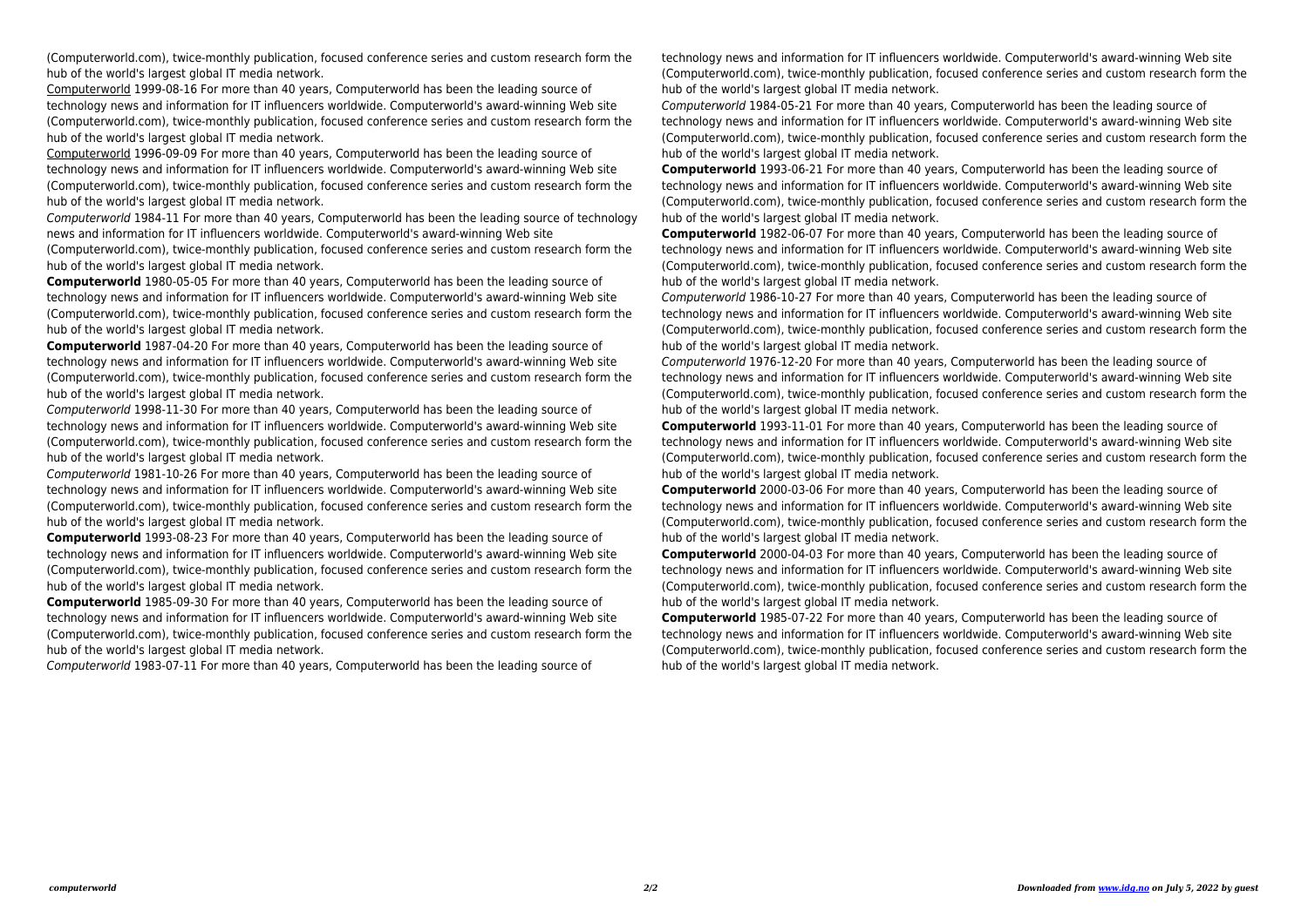(Computerworld.com), twice-monthly publication, focused conference series and custom research form the hub of the world's largest global IT media network.

Computerworld 1999-08-16 For more than 40 years, Computerworld has been the leading source of technology news and information for IT influencers worldwide. Computerworld's award-winning Web site (Computerworld.com), twice-monthly publication, focused conference series and custom research form the hub of the world's largest global IT media network.

Computerworld 1996-09-09 For more than 40 years, Computerworld has been the leading source of technology news and information for IT influencers worldwide. Computerworld's award-winning Web site (Computerworld.com), twice-monthly publication, focused conference series and custom research form the hub of the world's largest global IT media network.

*Computerworld* 1984-11 For more than 40 years, Computerworld has been the leading source of technology news and information for IT influencers worldwide. Computerworld's award-winning Web site (Computerworld.com), twice-monthly publication, focused conference series and custom research form the hub of the world's largest global IT media network.

**Computerworld** 1980-05-05 For more than 40 years, Computerworld has been the leading source of technology news and information for IT influencers worldwide. Computerworld's award-winning Web site (Computerworld.com), twice-monthly publication, focused conference series and custom research form the hub of the world's largest global IT media network.

**Computerworld** 1987-04-20 For more than 40 years, Computerworld has been the leading source of technology news and information for IT influencers worldwide. Computerworld's award-winning Web site (Computerworld.com), twice-monthly publication, focused conference series and custom research form the hub of the world's largest global IT media network.

*Computerworld* 1998-11-30 For more than 40 years, Computerworld has been the leading source of technology news and information for IT influencers worldwide. Computerworld's award-winning Web site (Computerworld.com), twice-monthly publication, focused conference series and custom research form the hub of the world's largest global IT media network.

*Computerworld* 1981-10-26 For more than 40 years, Computerworld has been the leading source of technology news and information for IT influencers worldwide. Computerworld's award-winning Web site (Computerworld.com), twice-monthly publication, focused conference series and custom research form the hub of the world's largest global IT media network.

**Computerworld** 1993-08-23 For more than 40 years, Computerworld has been the leading source of technology news and information for IT influencers worldwide. Computerworld's award-winning Web site (Computerworld.com), twice-monthly publication, focused conference series and custom research form the hub of the world's largest global IT media network.

**Computerworld** 1985-09-30 For more than 40 years, Computerworld has been the leading source of technology news and information for IT influencers worldwide. Computerworld's award-winning Web site (Computerworld.com), twice-monthly publication, focused conference series and custom research form the hub of the world's largest global IT media network.

*Computerworld* 1983-07-11 For more than 40 years, Computerworld has been the leading source of technology news and information for IT influencers worldwide. Computerworld's award-winning Web site (Computerworld.com), twice-monthly publication, focused conference series and custom research form the hub of the world's largest global IT media network.

*Computerworld* 1984-05-21 For more than 40 years, Computerworld has been the leading source of technology news and information for IT influencers worldwide. Computerworld's award-winning Web site (Computerworld.com), twice-monthly publication, focused conference series and custom research form the hub of the world's largest global IT media network.

**Computerworld** 1993-06-21 For more than 40 years, Computerworld has been the leading source of technology news and information for IT influencers worldwide. Computerworld's award-winning Web site (Computerworld.com), twice-monthly publication, focused conference series and custom research form the hub of the world's largest global IT media network.

**Computerworld** 1982-06-07 For more than 40 years, Computerworld has been the leading source of technology news and information for IT influencers worldwide. Computerworld's award-winning Web site (Computerworld.com), twice-monthly publication, focused conference series and custom research form the hub of the world's largest global IT media network.

*Computerworld* 1986-10-27 For more than 40 years, Computerworld has been the leading source of technology news and information for IT influencers worldwide. Computerworld's award-winning Web site (Computerworld.com), twice-monthly publication, focused conference series and custom research form the hub of the world's largest global IT media network.

*Computerworld* 1976-12-20 For more than 40 years, Computerworld has been the leading source of technology news and information for IT influencers worldwide. Computerworld's award-winning Web site (Computerworld.com), twice-monthly publication, focused conference series and custom research form the hub of the world's largest global IT media network.

**Computerworld** 1993-11-01 For more than 40 years, Computerworld has been the leading source of technology news and information for IT influencers worldwide. Computerworld's award-winning Web site (Computerworld.com), twice-monthly publication, focused conference series and custom research form the hub of the world's largest global IT media network.

**Computerworld** 2000-03-06 For more than 40 years, Computerworld has been the leading source of technology news and information for IT influencers worldwide. Computerworld's award-winning Web site (Computerworld.com), twice-monthly publication, focused conference series and custom research form the hub of the world's largest global IT media network.

**Computerworld** 2000-04-03 For more than 40 years, Computerworld has been the leading source of technology news and information for IT influencers worldwide. Computerworld's award-winning Web site (Computerworld.com), twice-monthly publication, focused conference series and custom research form the hub of the world's largest global IT media network.

**Computerworld** 1985-07-22 For more than 40 years, Computerworld has been the leading source of technology news and information for IT influencers worldwide. Computerworld's award-winning Web site (Computerworld.com), twice-monthly publication, focused conference series and custom research form the hub of the world's largest global IT media network.